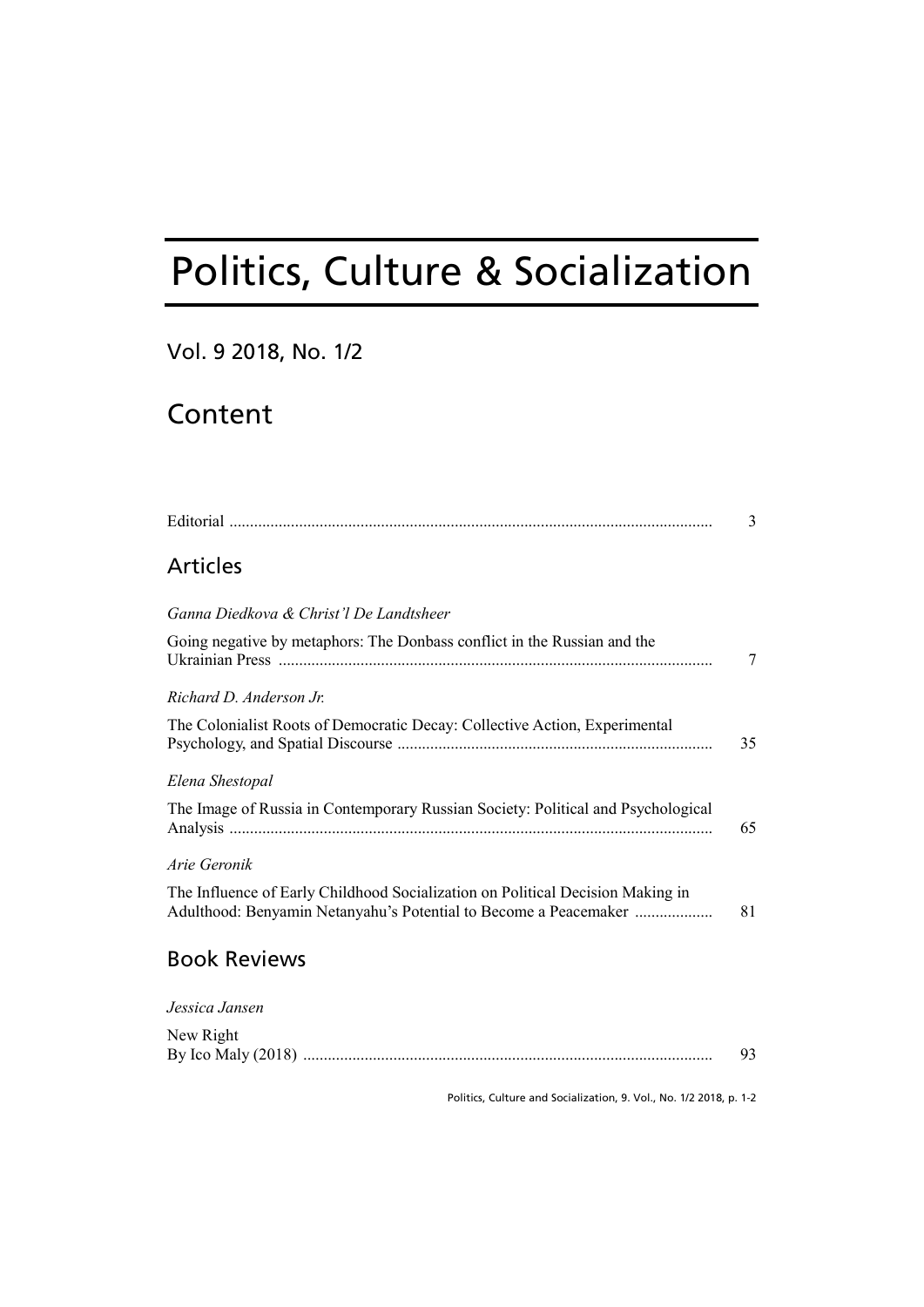# Politics, Culture & Socialization

Vol. 9 2018, No. 1/2

## Content

Editorial ..................................................................................................................... 3

## Articles

*Ganna Diedkova & Christ'l De Landtsheer*

Going negative by metaphors: The Donbass conflict in the Russian and the Ukrainian Press ......................................................................................................... 7

*Richard D. Anderson Jr.*

The Colonialist Roots of Democratic Decay: Collective Action, Experimental Psychology, and Spatial Discourse ............................................................................ 35

*Elena Shestopal*

The Image of Russia in Contemporary Russian Society: Political and Psychological Analysis ..................................................................................................................... 65

*Arie Geronik*

The Influence of Early Childhood Socialization on Political Decision Making in Adulthood: Benyamin Netanyahu's Potential to Become a Peacemaker ................... 81

## Book Reviews

*Jessica Jansen*

New Right
By Ico Maly (2018) ................................................................................................... 93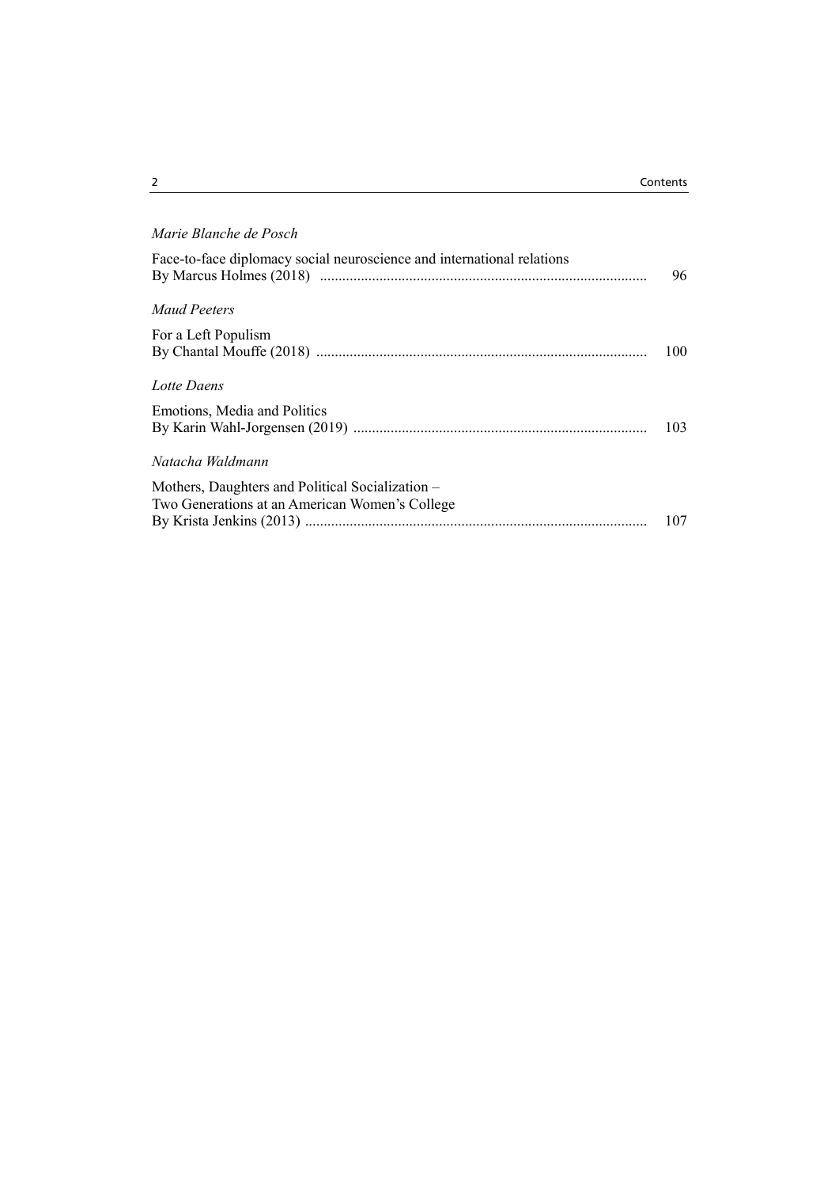*Marie Blanche de Posch*

Face-to-face diplomacy social neuroscience and international relations
By Marcus Holmes (2018) ....................................................................................... 96

*Maud Peeters*

For a Left Populism
By Chantal Mouffe (2018) ........................................................................................ 100

*Lotte Daens*

Emotions, Media and Politics
By Karin Wahl-Jorgensen (2019) .............................................................................. 103

*Natacha Waldmann*

Mothers, Daughters and Political Socialization –
Two Generations at an American Women's College
By Krista Jenkins (2013) ........................................................................................... 107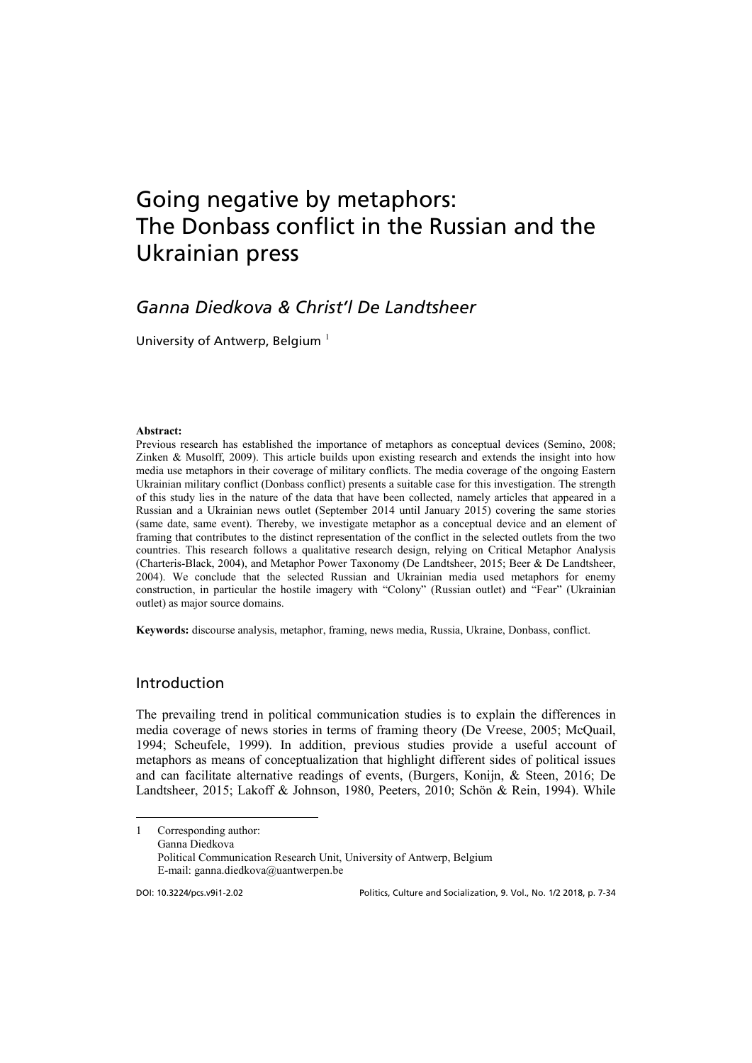# Going negative by metaphors: The Donbass conflict in the Russian and the Ukrainian press

*Ganna Diedkova & Christ'l De Landtsheer*

University of Antwerp, Belgium [1]

**Abstract:**

Previous research has established the importance of metaphors as conceptual devices (Semino, 2008; Zinken & Musolff, 2009). This article builds upon existing research and extends the insight into how media use metaphors in their coverage of military conflicts. The media coverage of the ongoing Eastern Ukrainian military conflict (Donbass conflict) presents a suitable case for this investigation. The strength of this study lies in the nature of the data that have been collected, namely articles that appeared in a Russian and a Ukrainian news outlet (September 2014 until January 2015) covering the same stories (same date, same event). Thereby, we investigate metaphor as a conceptual device and an element of framing that contributes to the distinct representation of the conflict in the selected outlets from the two countries. This research follows a qualitative research design, relying on Critical Metaphor Analysis (Charteris-Black, 2004), and Metaphor Power Taxonomy (De Landtsheer, 2015; Beer & De Landtsheer, 2004). We conclude that the selected Russian and Ukrainian media used metaphors for enemy construction, in particular the hostile imagery with "Colony" (Russian outlet) and "Fear" (Ukrainian outlet) as major source domains.

**Keywords:** discourse analysis, metaphor, framing, news media, Russia, Ukraine, Donbass, conflict.

## Introduction

The prevailing trend in political communication studies is to explain the differences in media coverage of news stories in terms of framing theory (De Vreese, 2005; McQuail, 1994; Scheufele, 1999). In addition, previous studies provide a useful account of metaphors as means of conceptualization that highlight different sides of political issues and can facilitate alternative readings of events, (Burgers, Konijn, & Steen, 2016; De Landtsheer, 2015; Lakoff & Johnson, 1980, Peeters, 2010; Schön & Rein, 1994). While

---

1 Corresponding author:
Ganna Diedkova
Political Communication Research Unit, University of Antwerp, Belgium
E-mail: ganna.diedkova@uantwerpen.be

DOI: 10.3224/pcs.v9i1-2.02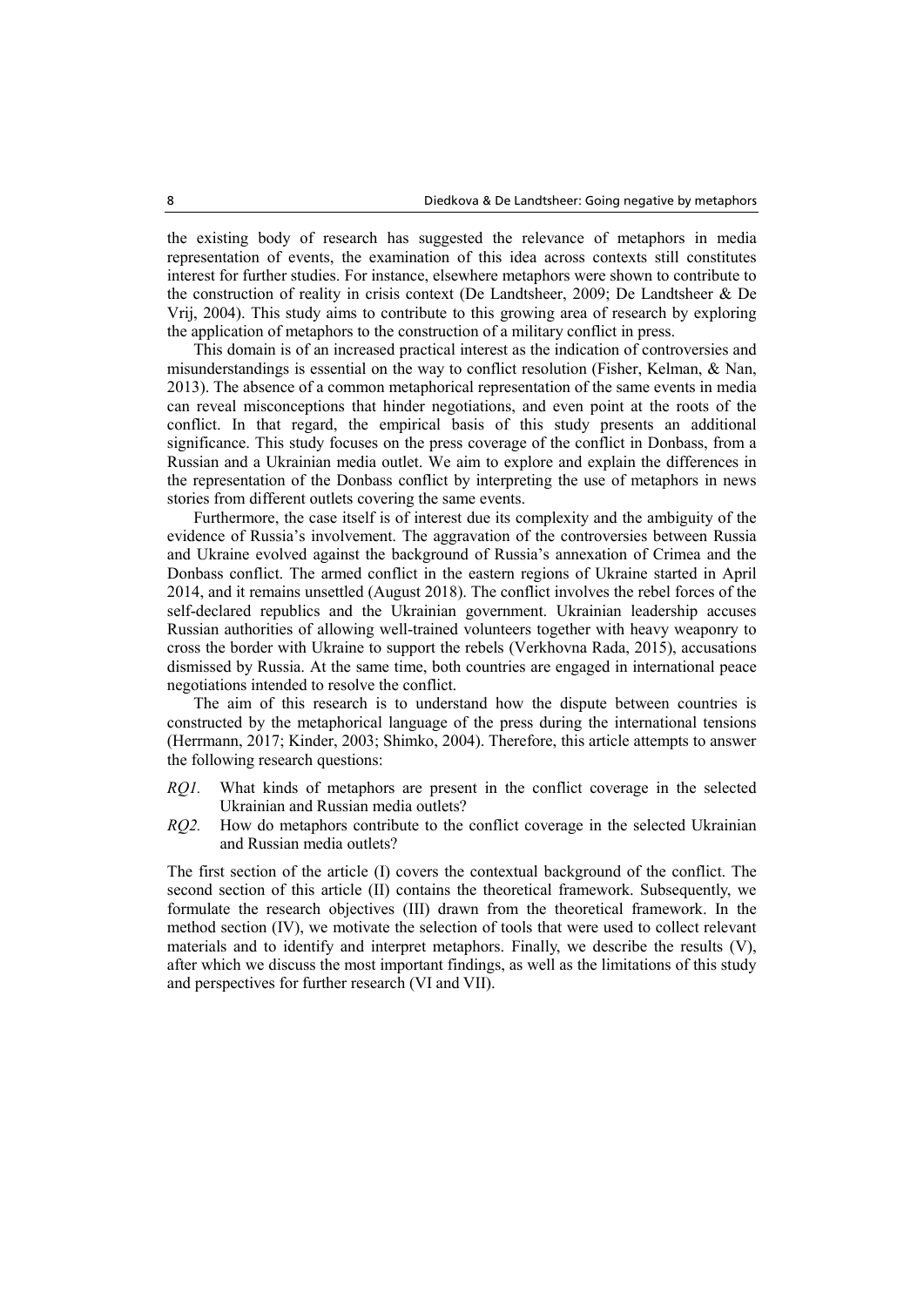the existing body of research has suggested the relevance of metaphors in media representation of events, the examination of this idea across contexts still constitutes interest for further studies. For instance, elsewhere metaphors were shown to contribute to the construction of reality in crisis context (De Landtsheer, 2009; De Landtsheer & De Vrij, 2004). This study aims to contribute to this growing area of research by exploring the application of metaphors to the construction of a military conflict in press.

This domain is of an increased practical interest as the indication of controversies and misunderstandings is essential on the way to conflict resolution (Fisher, Kelman, & Nan, 2013). The absence of a common metaphorical representation of the same events in media can reveal misconceptions that hinder negotiations, and even point at the roots of the conflict. In that regard, the empirical basis of this study presents an additional significance. This study focuses on the press coverage of the conflict in Donbass, from a Russian and a Ukrainian media outlet. We aim to explore and explain the differences in the representation of the Donbass conflict by interpreting the use of metaphors in news stories from different outlets covering the same events.

Furthermore, the case itself is of interest due its complexity and the ambiguity of the evidence of Russia's involvement. The aggravation of the controversies between Russia and Ukraine evolved against the background of Russia's annexation of Crimea and the Donbass conflict. The armed conflict in the eastern regions of Ukraine started in April 2014, and it remains unsettled (August 2018). The conflict involves the rebel forces of the self-declared republics and the Ukrainian government. Ukrainian leadership accuses Russian authorities of allowing well-trained volunteers together with heavy weaponry to cross the border with Ukraine to support the rebels (Verkhovna Rada, 2015), accusations dismissed by Russia. At the same time, both countries are engaged in international peace negotiations intended to resolve the conflict.

The aim of this research is to understand how the dispute between countries is constructed by the metaphorical language of the press during the international tensions (Herrmann, 2017; Kinder, 2003; Shimko, 2004). Therefore, this article attempts to answer the following research questions:

- *RQ1.* What kinds of metaphors are present in the conflict coverage in the selected Ukrainian and Russian media outlets?
- *RQ2.* How do metaphors contribute to the conflict coverage in the selected Ukrainian and Russian media outlets?

The first section of the article (I) covers the contextual background of the conflict. The second section of this article (II) contains the theoretical framework. Subsequently, we formulate the research objectives (III) drawn from the theoretical framework. In the method section (IV), we motivate the selection of tools that were used to collect relevant materials and to identify and interpret metaphors. Finally, we describe the results (V), after which we discuss the most important findings, as well as the limitations of this study and perspectives for further research (VI and VII).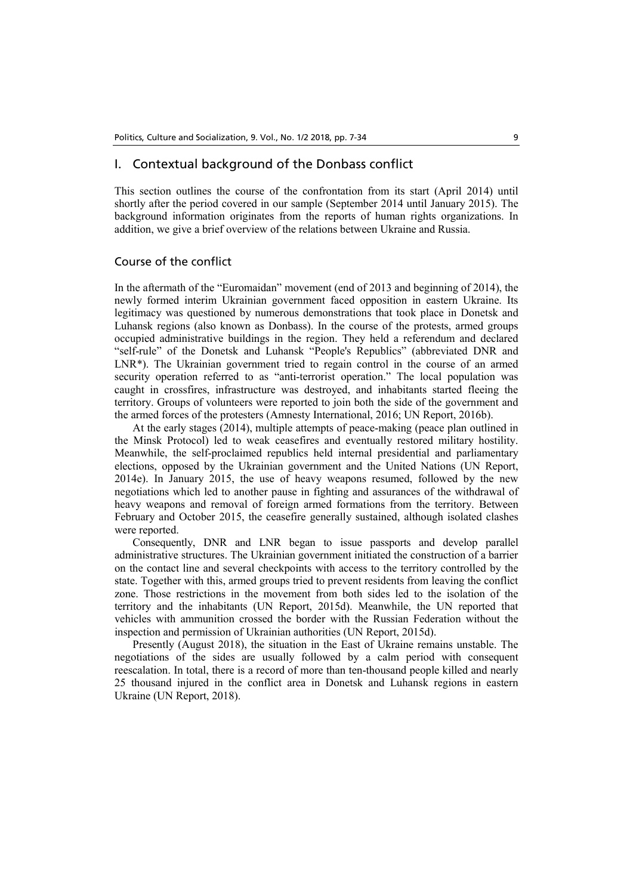## I. Contextual background of the Donbass conflict

This section outlines the course of the confrontation from its start (April 2014) until shortly after the period covered in our sample (September 2014 until January 2015). The background information originates from the reports of human rights organizations. In addition, we give a brief overview of the relations between Ukraine and Russia.

### Course of the conflict

In the aftermath of the "Euromaidan" movement (end of 2013 and beginning of 2014), the newly formed interim Ukrainian government faced opposition in eastern Ukraine. Its legitimacy was questioned by numerous demonstrations that took place in Donetsk and Luhansk regions (also known as Donbass). In the course of the protests, armed groups occupied administrative buildings in the region. They held a referendum and declared "self-rule" of the Donetsk and Luhansk "People's Republics" (abbreviated DNR and LNR*). The Ukrainian government tried to regain control in the course of an armed security operation referred to as "anti-terrorist operation." The local population was caught in crossfires, infrastructure was destroyed, and inhabitants started fleeing the territory. Groups of volunteers were reported to join both the side of the government and the armed forces of the protesters (Amnesty International, 2016; UN Report, 2016b).

At the early stages (2014), multiple attempts of peace-making (peace plan outlined in the Minsk Protocol) led to weak ceasefires and eventually restored military hostility. Meanwhile, the self-proclaimed republics held internal presidential and parliamentary elections, opposed by the Ukrainian government and the United Nations (UN Report, 2014e). In January 2015, the use of heavy weapons resumed, followed by the new negotiations which led to another pause in fighting and assurances of the withdrawal of heavy weapons and removal of foreign armed formations from the territory. Between February and October 2015, the ceasefire generally sustained, although isolated clashes were reported.

Consequently, DNR and LNR began to issue passports and develop parallel administrative structures. The Ukrainian government initiated the construction of a barrier on the contact line and several checkpoints with access to the territory controlled by the state. Together with this, armed groups tried to prevent residents from leaving the conflict zone. Those restrictions in the movement from both sides led to the isolation of the territory and the inhabitants (UN Report, 2015d). Meanwhile, the UN reported that vehicles with ammunition crossed the border with the Russian Federation without the inspection and permission of Ukrainian authorities (UN Report, 2015d).

Presently (August 2018), the situation in the East of Ukraine remains unstable. The negotiations of the sides are usually followed by a calm period with consequent reescalation. In total, there is a record of more than ten-thousand people killed and nearly 25 thousand injured in the conflict area in Donetsk and Luhansk regions in eastern Ukraine (UN Report, 2018).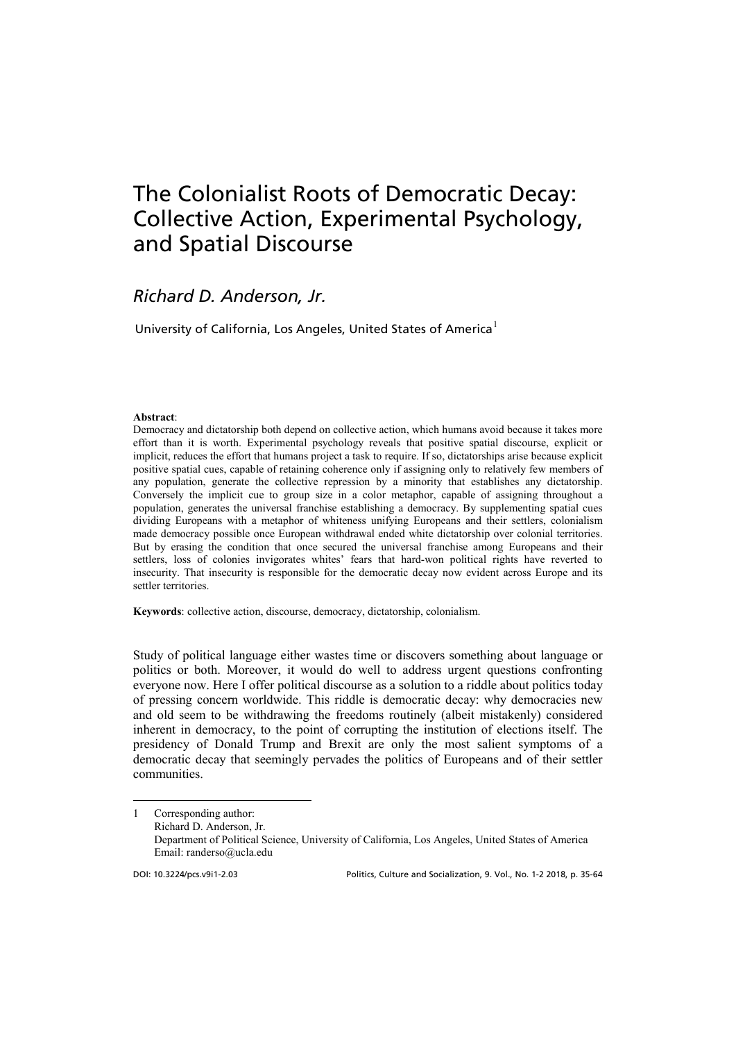# The Colonialist Roots of Democratic Decay: Collective Action, Experimental Psychology, and Spatial Discourse

*Richard D. Anderson, Jr.*

University of California, Los Angeles, United States of America[1]

**Abstract**:
Democracy and dictatorship both depend on collective action, which humans avoid because it takes more effort than it is worth. Experimental psychology reveals that positive spatial discourse, explicit or implicit, reduces the effort that humans project a task to require. If so, dictatorships arise because explicit positive spatial cues, capable of retaining coherence only if assigning only to relatively few members of any population, generate the collective repression by a minority that establishes any dictatorship. Conversely the implicit cue to group size in a color metaphor, capable of assigning throughout a population, generates the universal franchise establishing a democracy. By supplementing spatial cues dividing Europeans with a metaphor of whiteness unifying Europeans and their settlers, colonialism made democracy possible once European withdrawal ended white dictatorship over colonial territories. But by erasing the condition that once secured the universal franchise among Europeans and their settlers, loss of colonies invigorates whites' fears that hard-won political rights have reverted to insecurity. That insecurity is responsible for the democratic decay now evident across Europe and its settler territories.

**Keywords**: collective action, discourse, democracy, dictatorship, colonialism.

Study of political language either wastes time or discovers something about language or politics or both. Moreover, it would do well to address urgent questions confronting everyone now. Here I offer political discourse as a solution to a riddle about politics today of pressing concern worldwide. This riddle is democratic decay: why democracies new and old seem to be withdrawing the freedoms routinely (albeit mistakenly) considered inherent in democracy, to the point of corrupting the institution of elections itself. The presidency of Donald Trump and Brexit are only the most salient symptoms of a democratic decay that seemingly pervades the politics of Europeans and of their settler communities.

---

1 Corresponding author:
Richard D. Anderson, Jr.
Department of Political Science, University of California, Los Angeles, United States of America
Email: randerso@ucla.edu

DOI: 10.3224/pcs.v9i1-2.03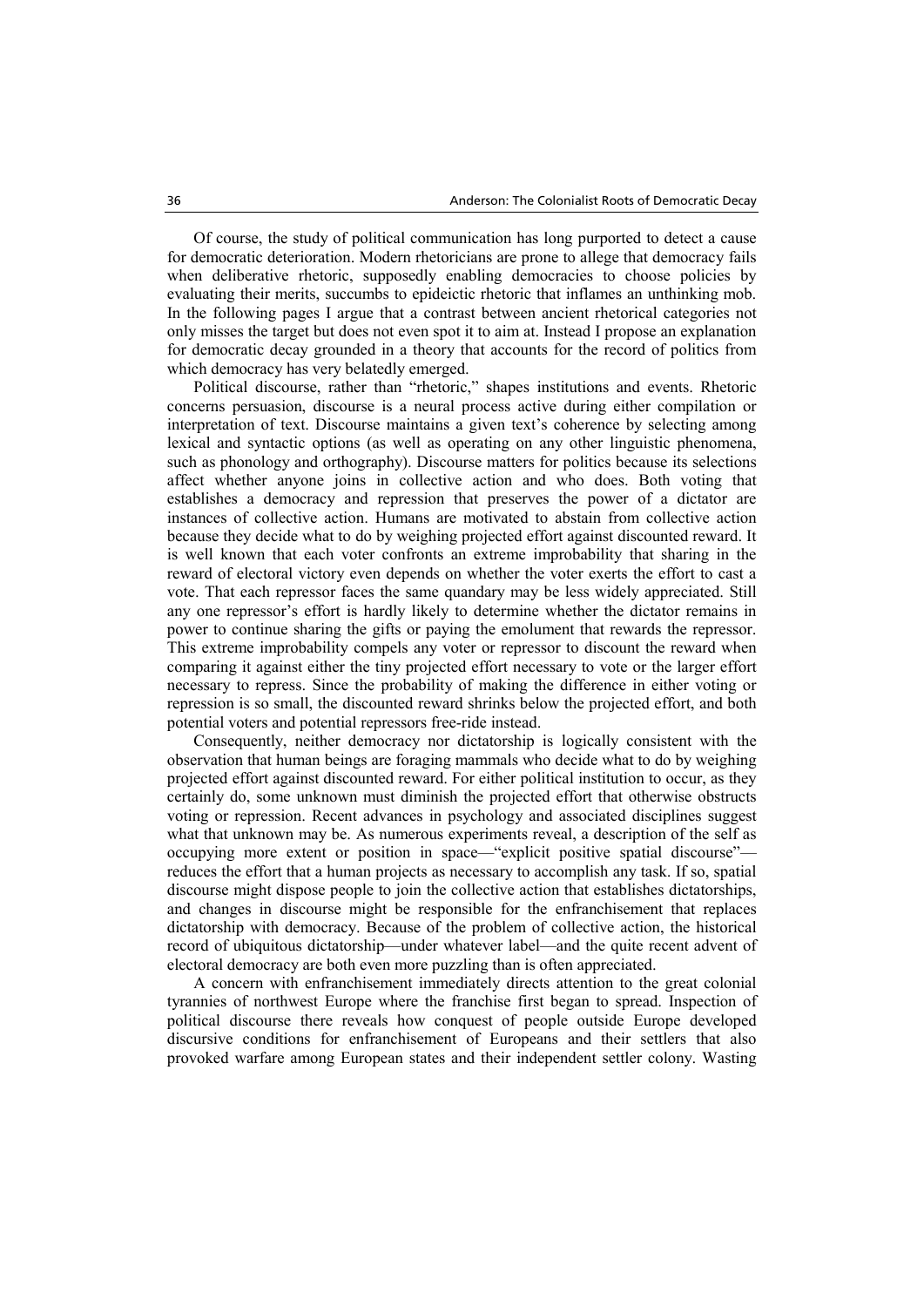Of course, the study of political communication has long purported to detect a cause for democratic deterioration. Modern rhetoricians are prone to allege that democracy fails when deliberative rhetoric, supposedly enabling democracies to choose policies by evaluating their merits, succumbs to epideictic rhetoric that inflames an unthinking mob. In the following pages I argue that a contrast between ancient rhetorical categories not only misses the target but does not even spot it to aim at. Instead I propose an explanation for democratic decay grounded in a theory that accounts for the record of politics from which democracy has very belatedly emerged.

Political discourse, rather than "rhetoric," shapes institutions and events. Rhetoric concerns persuasion, discourse is a neural process active during either compilation or interpretation of text. Discourse maintains a given text's coherence by selecting among lexical and syntactic options (as well as operating on any other linguistic phenomena, such as phonology and orthography). Discourse matters for politics because its selections affect whether anyone joins in collective action and who does. Both voting that establishes a democracy and repression that preserves the power of a dictator are instances of collective action. Humans are motivated to abstain from collective action because they decide what to do by weighing projected effort against discounted reward. It is well known that each voter confronts an extreme improbability that sharing in the reward of electoral victory even depends on whether the voter exerts the effort to cast a vote. That each repressor faces the same quandary may be less widely appreciated. Still any one repressor's effort is hardly likely to determine whether the dictator remains in power to continue sharing the gifts or paying the emolument that rewards the repressor. This extreme improbability compels any voter or repressor to discount the reward when comparing it against either the tiny projected effort necessary to vote or the larger effort necessary to repress. Since the probability of making the difference in either voting or repression is so small, the discounted reward shrinks below the projected effort, and both potential voters and potential repressors free-ride instead.

Consequently, neither democracy nor dictatorship is logically consistent with the observation that human beings are foraging mammals who decide what to do by weighing projected effort against discounted reward. For either political institution to occur, as they certainly do, some unknown must diminish the projected effort that otherwise obstructs voting or repression. Recent advances in psychology and associated disciplines suggest what that unknown may be. As numerous experiments reveal, a description of the self as occupying more extent or position in space—"explicit positive spatial discourse"—reduces the effort that a human projects as necessary to accomplish any task. If so, spatial discourse might dispose people to join the collective action that establishes dictatorships, and changes in discourse might be responsible for the enfranchisement that replaces dictatorship with democracy. Because of the problem of collective action, the historical record of ubiquitous dictatorship—under whatever label—and the quite recent advent of electoral democracy are both even more puzzling than is often appreciated.

A concern with enfranchisement immediately directs attention to the great colonial tyrannies of northwest Europe where the franchise first began to spread. Inspection of political discourse there reveals how conquest of people outside Europe developed discursive conditions for enfranchisement of Europeans and their settlers that also provoked warfare among European states and their independent settler colony. Wasting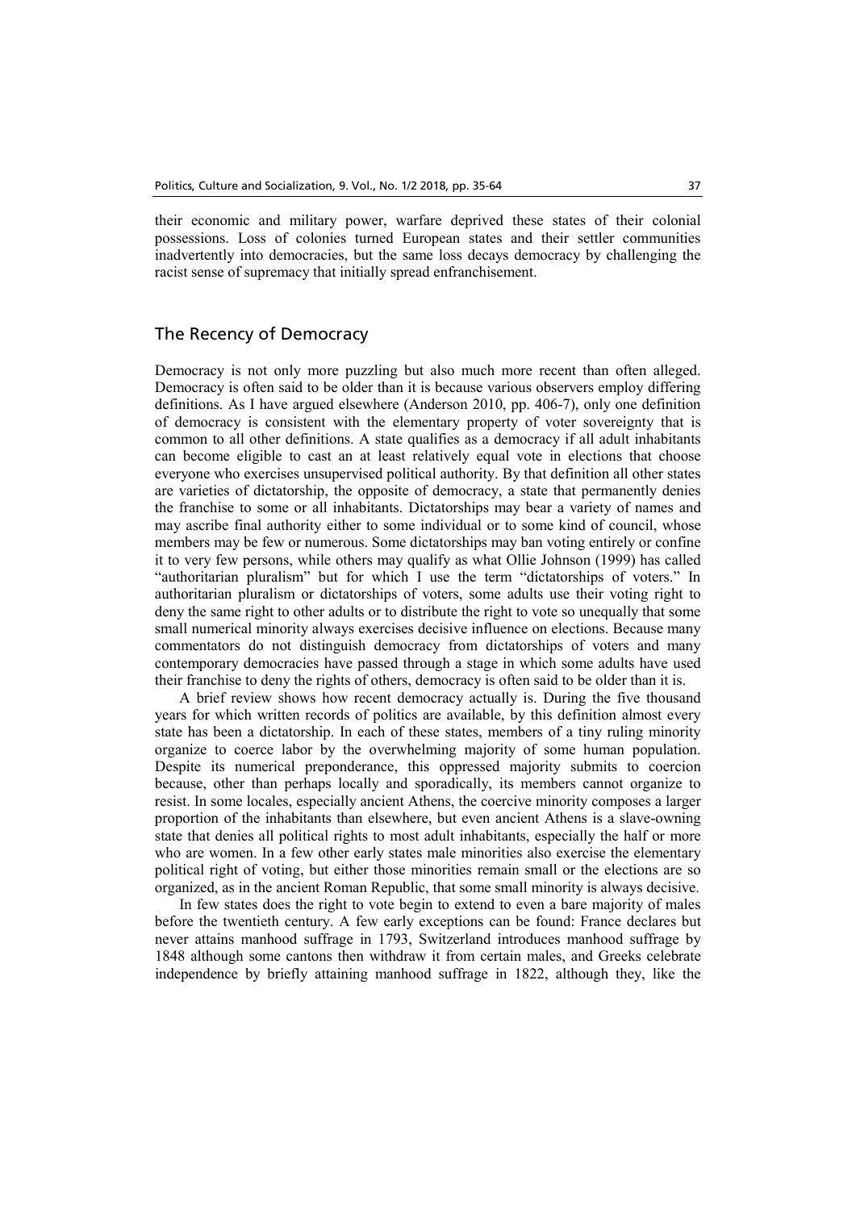their economic and military power, warfare deprived these states of their colonial possessions. Loss of colonies turned European states and their settler communities inadvertently into democracies, but the same loss decays democracy by challenging the racist sense of supremacy that initially spread enfranchisement.

## The Recency of Democracy

Democracy is not only more puzzling but also much more recent than often alleged. Democracy is often said to be older than it is because various observers employ differing definitions. As I have argued elsewhere (Anderson 2010, pp. 406-7), only one definition of democracy is consistent with the elementary property of voter sovereignty that is common to all other definitions. A state qualifies as a democracy if all adult inhabitants can become eligible to cast an at least relatively equal vote in elections that choose everyone who exercises unsupervised political authority. By that definition all other states are varieties of dictatorship, the opposite of democracy, a state that permanently denies the franchise to some or all inhabitants. Dictatorships may bear a variety of names and may ascribe final authority either to some individual or to some kind of council, whose members may be few or numerous. Some dictatorships may ban voting entirely or confine it to very few persons, while others may qualify as what Ollie Johnson (1999) has called "authoritarian pluralism" but for which I use the term "dictatorships of voters." In authoritarian pluralism or dictatorships of voters, some adults use their voting right to deny the same right to other adults or to distribute the right to vote so unequally that some small numerical minority always exercises decisive influence on elections. Because many commentators do not distinguish democracy from dictatorships of voters and many contemporary democracies have passed through a stage in which some adults have used their franchise to deny the rights of others, democracy is often said to be older than it is.

A brief review shows how recent democracy actually is. During the five thousand years for which written records of politics are available, by this definition almost every state has been a dictatorship. In each of these states, members of a tiny ruling minority organize to coerce labor by the overwhelming majority of some human population. Despite its numerical preponderance, this oppressed majority submits to coercion because, other than perhaps locally and sporadically, its members cannot organize to resist. In some locales, especially ancient Athens, the coercive minority composes a larger proportion of the inhabitants than elsewhere, but even ancient Athens is a slave-owning state that denies all political rights to most adult inhabitants, especially the half or more who are women. In a few other early states male minorities also exercise the elementary political right of voting, but either those minorities remain small or the elections are so organized, as in the ancient Roman Republic, that some small minority is always decisive.

In few states does the right to vote begin to extend to even a bare majority of males before the twentieth century. A few early exceptions can be found: France declares but never attains manhood suffrage in 1793, Switzerland introduces manhood suffrage by 1848 although some cantons then withdraw it from certain males, and Greeks celebrate independence by briefly attaining manhood suffrage in 1822, although they, like the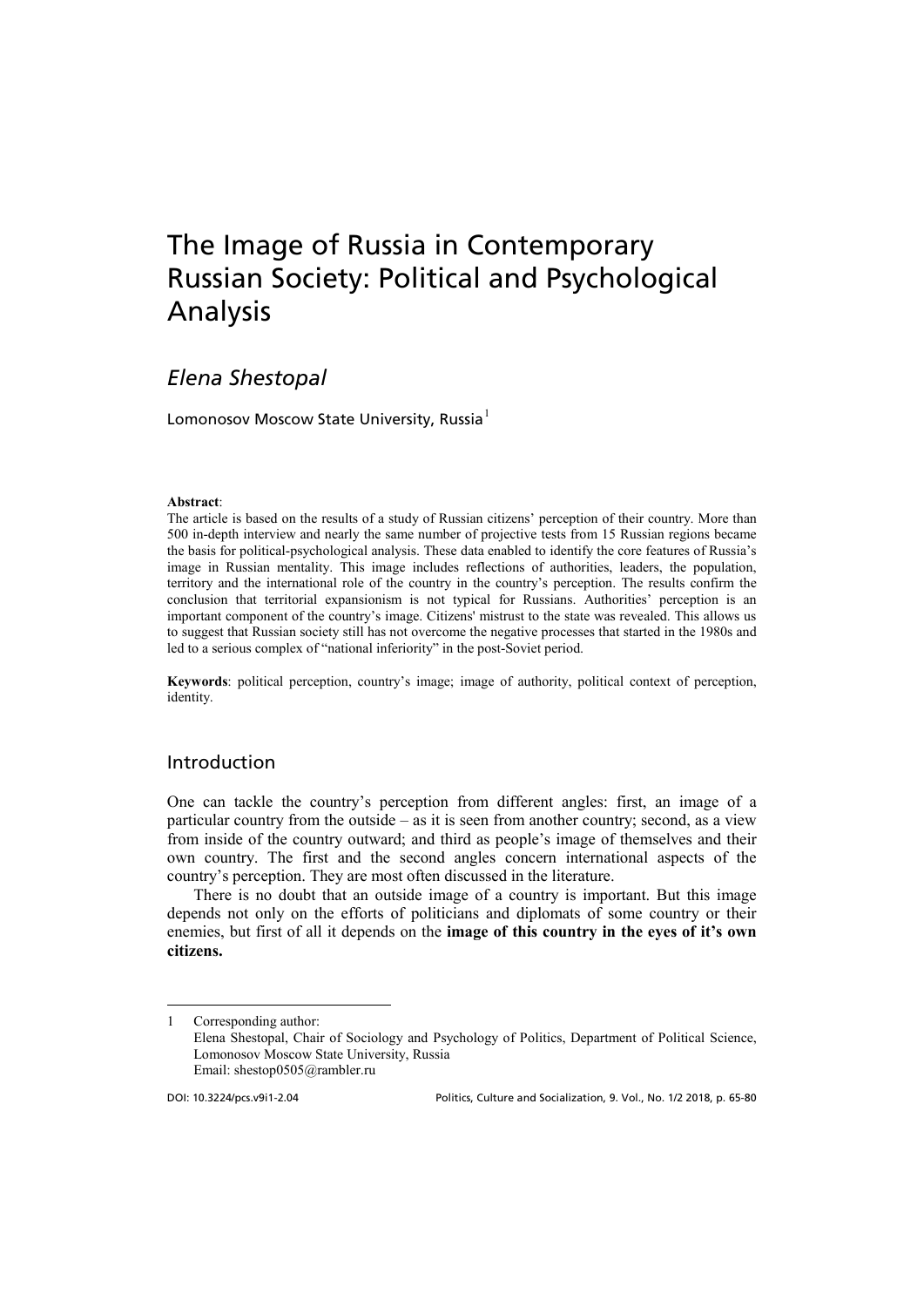# The Image of Russia in Contemporary Russian Society: Political and Psychological Analysis

## *Elena Shestopal*

Lomonosov Moscow State University, Russia[1]

**Abstract**:
The article is based on the results of a study of Russian citizens' perception of their country. More than 500 in-depth interview and nearly the same number of projective tests from 15 Russian regions became the basis for political-psychological analysis. These data enabled to identify the core features of Russia's image in Russian mentality. This image includes reflections of authorities, leaders, the population, territory and the international role of the country in the country's perception. The results confirm the conclusion that territorial expansionism is not typical for Russians. Authorities' perception is an important component of the country's image. Citizens' mistrust to the state was revealed. This allows us to suggest that Russian society still has not overcome the negative processes that started in the 1980s and led to a serious complex of "national inferiority" in the post-Soviet period.

**Keywords**: political perception, country's image; image of authority, political context of perception, identity.

## Introduction

One can tackle the country's perception from different angles: first, an image of a particular country from the outside – as it is seen from another country; second, as a view from inside of the country outward; and third as people's image of themselves and their own country. The first and the second angles concern international aspects of the country's perception. They are most often discussed in the literature.

There is no doubt that an outside image of a country is important. But this image depends not only on the efforts of politicians and diplomats of some country or their enemies, but first of all it depends on the **image of this country in the eyes of it's own citizens.**

---

1 Corresponding author:
Elena Shestopal, Chair of Sociology and Psychology of Politics, Department of Political Science, Lomonosov Moscow State University, Russia
Email: shestop0505@rambler.ru

DOI: 10.3224/pcs.v9i1-2.04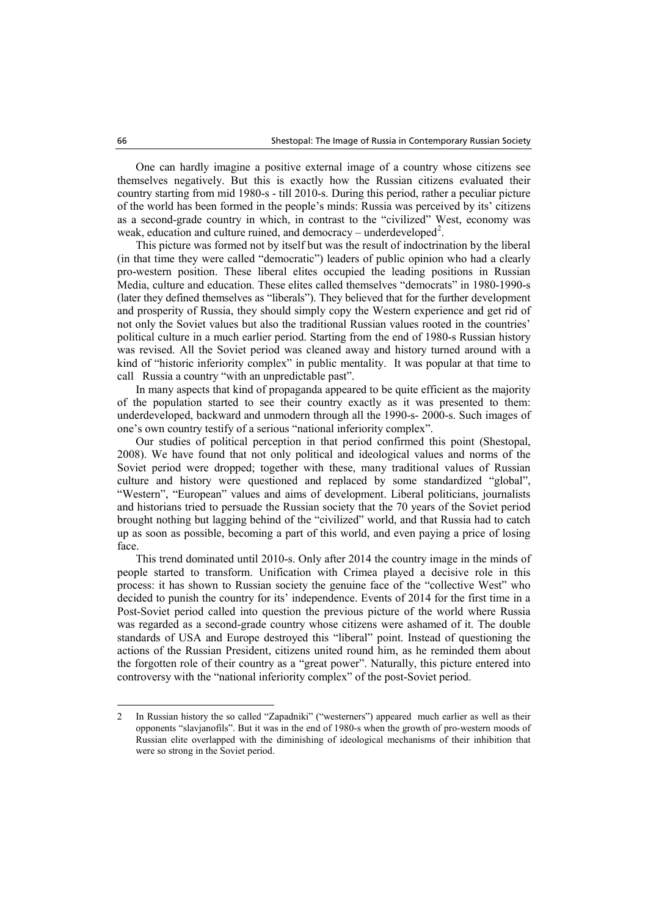One can hardly imagine a positive external image of a country whose citizens see themselves negatively. But this is exactly how the Russian citizens evaluated their country starting from mid 1980-s - till 2010-s. During this period, rather a peculiar picture of the world has been formed in the people's minds: Russia was perceived by its' citizens as a second-grade country in which, in contrast to the "civilized" West, economy was weak, education and culture ruined, and democracy – underdeveloped[2].

This picture was formed not by itself but was the result of indoctrination by the liberal (in that time they were called "democratic") leaders of public opinion who had a clearly pro-western position. These liberal elites occupied the leading positions in Russian Media, culture and education. These elites called themselves "democrats" in 1980-1990-s (later they defined themselves as "liberals"). They believed that for the further development and prosperity of Russia, they should simply copy the Western experience and get rid of not only the Soviet values but also the traditional Russian values rooted in the countries' political culture in a much earlier period. Starting from the end of 1980-s Russian history was revised. All the Soviet period was cleaned away and history turned around with a kind of "historic inferiority complex" in public mentality. It was popular at that time to call Russia a country "with an unpredictable past".

In many aspects that kind of propaganda appeared to be quite efficient as the majority of the population started to see their country exactly as it was presented to them: underdeveloped, backward and unmodern through all the 1990-s- 2000-s. Such images of one's own country testify of a serious "national inferiority complex".

Our studies of political perception in that period confirmed this point (Shestopal, 2008). We have found that not only political and ideological values and norms of the Soviet period were dropped; together with these, many traditional values of Russian culture and history were questioned and replaced by some standardized "global", "Western", "European" values and aims of development. Liberal politicians, journalists and historians tried to persuade the Russian society that the 70 years of the Soviet period brought nothing but lagging behind of the "civilized" world, and that Russia had to catch up as soon as possible, becoming a part of this world, and even paying a price of losing face.

This trend dominated until 2010-s. Only after 2014 the country image in the minds of people started to transform. Unification with Crimea played a decisive role in this process: it has shown to Russian society the genuine face of the "collective West" who decided to punish the country for its' independence. Events of 2014 for the first time in a Post-Soviet period called into question the previous picture of the world where Russia was regarded as a second-grade country whose citizens were ashamed of it. The double standards of USA and Europe destroyed this "liberal" point. Instead of questioning the actions of the Russian President, citizens united round him, as he reminded them about the forgotten role of their country as a "great power". Naturally, this picture entered into controversy with the "national inferiority complex" of the post-Soviet period.

---

2 In Russian history the so called "Zapadniki" ("westerners") appeared much earlier as well as their opponents "slavjanofils". But it was in the end of 1980-s when the growth of pro-western moods of Russian elite overlapped with the diminishing of ideological mechanisms of their inhibition that were so strong in the Soviet period.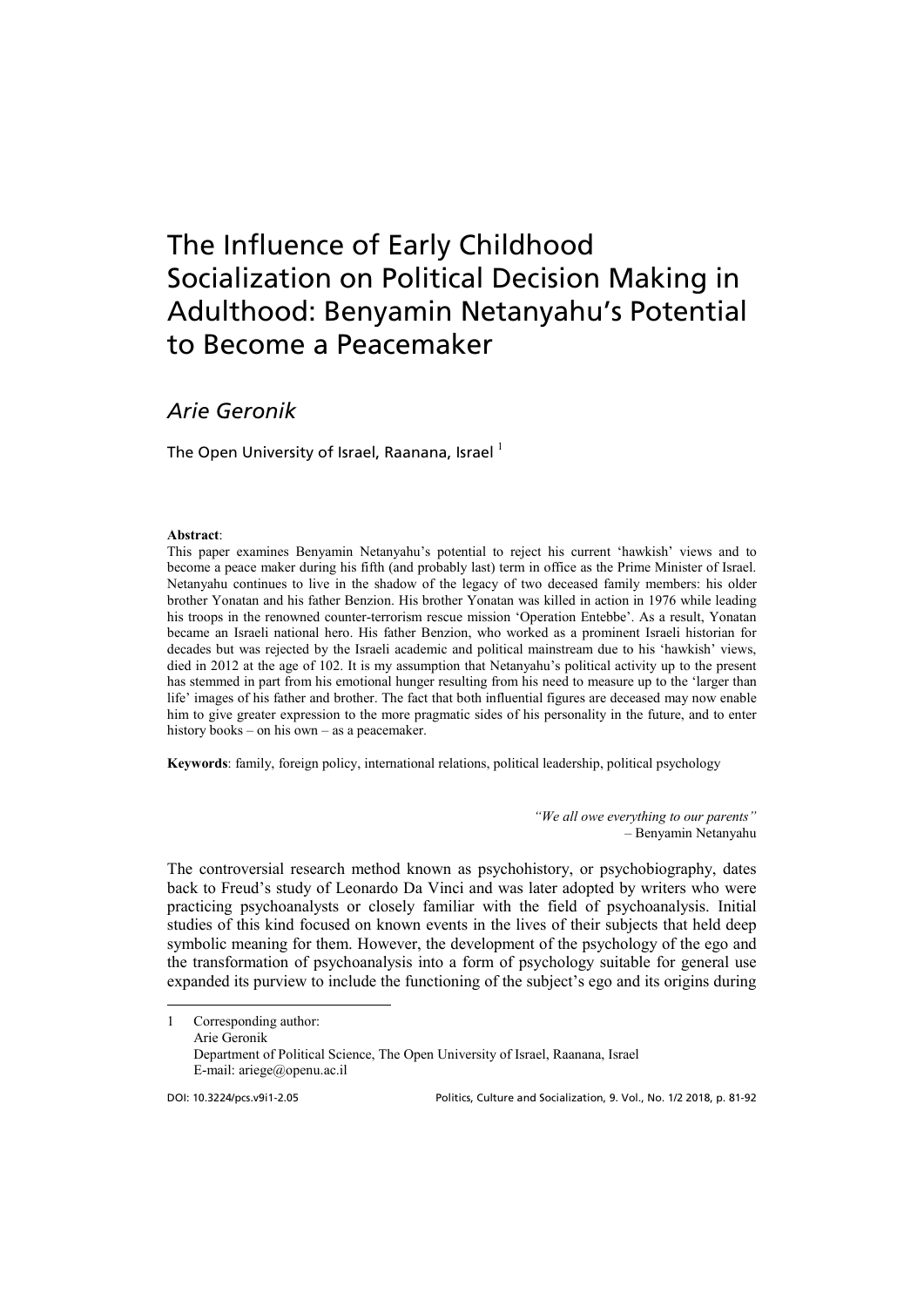# The Influence of Early Childhood Socialization on Political Decision Making in Adulthood: Benyamin Netanyahu's Potential to Become a Peacemaker

*Arie Geronik*

The Open University of Israel, Raanana, Israel [1]

**Abstract**:

This paper examines Benyamin Netanyahu's potential to reject his current 'hawkish' views and to become a peace maker during his fifth (and probably last) term in office as the Prime Minister of Israel. Netanyahu continues to live in the shadow of the legacy of two deceased family members: his older brother Yonatan and his father Benzion. His brother Yonatan was killed in action in 1976 while leading his troops in the renowned counter-terrorism rescue mission 'Operation Entebbe'. As a result, Yonatan became an Israeli national hero. His father Benzion, who worked as a prominent Israeli historian for decades but was rejected by the Israeli academic and political mainstream due to his 'hawkish' views, died in 2012 at the age of 102. It is my assumption that Netanyahu's political activity up to the present has stemmed in part from his emotional hunger resulting from his need to measure up to the 'larger than life' images of his father and brother. The fact that both influential figures are deceased may now enable him to give greater expression to the more pragmatic sides of his personality in the future, and to enter history books – on his own – as a peacemaker.

**Keywords**: family, foreign policy, international relations, political leadership, political psychology

> *"We all owe everything to our parents"*
> – Benyamin Netanyahu

The controversial research method known as psychohistory, or psychobiography, dates back to Freud's study of Leonardo Da Vinci and was later adopted by writers who were practicing psychoanalysts or closely familiar with the field of psychoanalysis. Initial studies of this kind focused on known events in the lives of their subjects that held deep symbolic meaning for them. However, the development of the psychology of the ego and the transformation of psychoanalysis into a form of psychology suitable for general use expanded its purview to include the functioning of the subject's ego and its origins during

---

1 Corresponding author:
Arie Geronik
Department of Political Science, The Open University of Israel, Raanana, Israel
E-mail: ariege@openu.ac.il

DOI: 10.3224/pcs.v9i1-2.05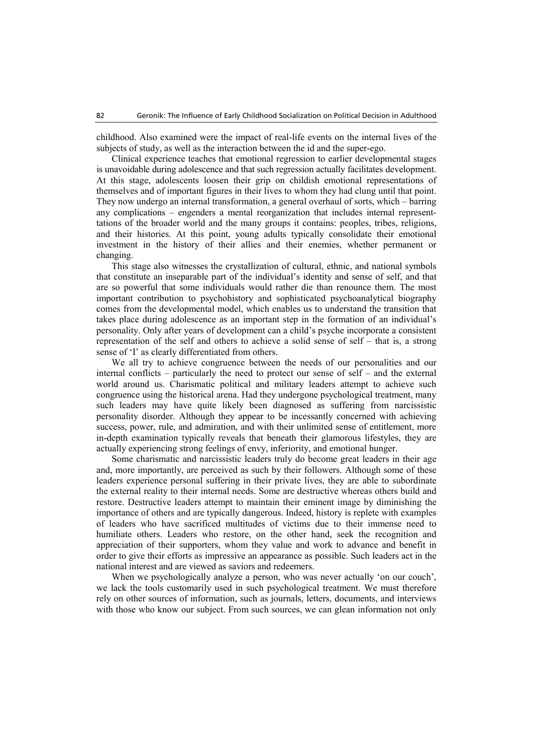childhood. Also examined were the impact of real-life events on the internal lives of the subjects of study, as well as the interaction between the id and the super-ego.

Clinical experience teaches that emotional regression to earlier developmental stages is unavoidable during adolescence and that such regression actually facilitates development. At this stage, adolescents loosen their grip on childish emotional representations of themselves and of important figures in their lives to whom they had clung until that point. They now undergo an internal transformation, a general overhaul of sorts, which – barring any complications – engenders a mental reorganization that includes internal representations of the broader world and the many groups it contains: peoples, tribes, religions, and their histories. At this point, young adults typically consolidate their emotional investment in the history of their allies and their enemies, whether permanent or changing.

This stage also witnesses the crystallization of cultural, ethnic, and national symbols that constitute an inseparable part of the individual's identity and sense of self, and that are so powerful that some individuals would rather die than renounce them. The most important contribution to psychohistory and sophisticated psychoanalytical biography comes from the developmental model, which enables us to understand the transition that takes place during adolescence as an important step in the formation of an individual's personality. Only after years of development can a child's psyche incorporate a consistent representation of the self and others to achieve a solid sense of self – that is, a strong sense of 'I' as clearly differentiated from others.

We all try to achieve congruence between the needs of our personalities and our internal conflicts – particularly the need to protect our sense of self – and the external world around us. Charismatic political and military leaders attempt to achieve such congruence using the historical arena. Had they undergone psychological treatment, many such leaders may have quite likely been diagnosed as suffering from narcissistic personality disorder. Although they appear to be incessantly concerned with achieving success, power, rule, and admiration, and with their unlimited sense of entitlement, more in-depth examination typically reveals that beneath their glamorous lifestyles, they are actually experiencing strong feelings of envy, inferiority, and emotional hunger.

Some charismatic and narcissistic leaders truly do become great leaders in their age and, more importantly, are perceived as such by their followers. Although some of these leaders experience personal suffering in their private lives, they are able to subordinate the external reality to their internal needs. Some are destructive whereas others build and restore. Destructive leaders attempt to maintain their eminent image by diminishing the importance of others and are typically dangerous. Indeed, history is replete with examples of leaders who have sacrificed multitudes of victims due to their immense need to humiliate others. Leaders who restore, on the other hand, seek the recognition and appreciation of their supporters, whom they value and work to advance and benefit in order to give their efforts as impressive an appearance as possible. Such leaders act in the national interest and are viewed as saviors and redeemers.

When we psychologically analyze a person, who was never actually 'on our couch', we lack the tools customarily used in such psychological treatment. We must therefore rely on other sources of information, such as journals, letters, documents, and interviews with those who know our subject. From such sources, we can glean information not only